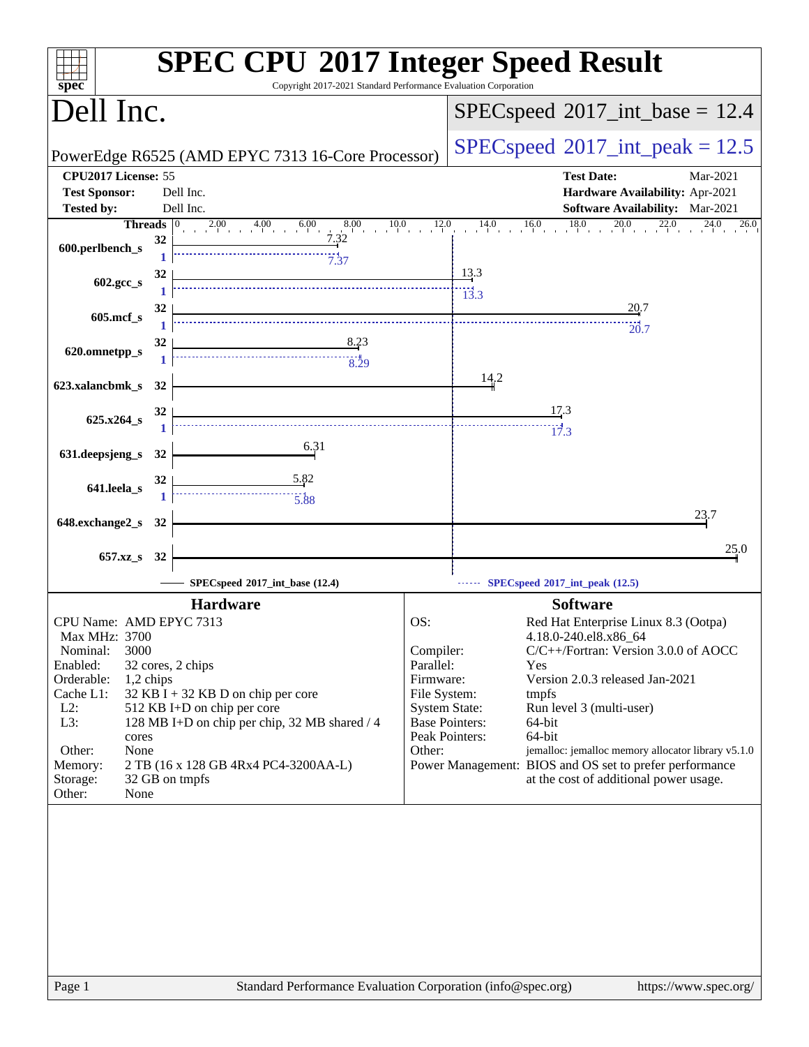# SPEC CPU 2017 Integer Speed Result

Copyright 2017-2021 Standard Performance Evaluation Corporation

## Dell Inc.

PowerEdge R6525 (AMD EPYC 7313 16-Core Processor)

SPECspeed 2017_int_base = 12.4

SPECspeed 2017_int_peak = 12.5

| | | | |
|---|---|---|---|
| **CPU2017 License:** | 55 | **Test Date:** | Mar-2021 |
| **Test Sponsor:** | Dell Inc. | **Hardware Availability:** | Apr-2021 |
| **Tested by:** | Dell Inc. | **Software Availability:** | Mar-2021 |

| Benchmark | Threads (base) | Base | Threads (peak) | Peak |
|---|---|---|---|---|
| 600.perlbench_s | 32 | 7.32 | 1 | 7.37 |
| 602.gcc_s | 32 | 13.3 | 1 | 13.3 |
| 605.mcf_s | 32 | 20.7 | 1 | 20.7 |
| 620.omnetpp_s | 32 | 8.23 | 1 | 8.29 |
| 623.xalancbmk_s | 32 | 14.2 | | |
| 625.x264_s | 32 | 17.3 | 1 | 17.3 |
| 631.deepsjeng_s | 32 | 6.31 | | |
| 641.leela_s | 32 | 5.82 | 1 | 5.88 |
| 648.exchange2_s | 32 | 23.7 | | |
| 657.xz_s | 32 | 25.0 | | |

SPECspeed 2017_int_base (12.4) — SPECspeed 2017_int_peak (12.5)

### Hardware

| | |
|---|---|
| CPU Name: | AMD EPYC 7313 |
| Max MHz: | 3700 |
| Nominal: | 3000 |
| Enabled: | 32 cores, 2 chips |
| Orderable: | 1,2 chips |
| Cache L1: | 32 KB I + 32 KB D on chip per core |
| L2: | 512 KB I+D on chip per core |
| L3: | 128 MB I+D on chip per chip, 32 MB shared / 4 cores |
| Other: | None |
| Memory: | 2 TB (16 x 128 GB 4Rx4 PC4-3200AA-L) |
| Storage: | 32 GB on tmpfs |
| Other: | None |

### Software

| | |
|---|---|
| OS: | Red Hat Enterprise Linux 8.3 (Ootpa) 4.18.0-240.el8.x86_64 |
| Compiler: | C/C++/Fortran: Version 3.0.0 of AOCC |
| Parallel: | Yes |
| Firmware: | Version 2.0.3 released Jan-2021 |
| File System: | tmpfs |
| System State: | Run level 3 (multi-user) |
| Base Pointers: | 64-bit |
| Peak Pointers: | 64-bit |
| Other: | jemalloc: jemalloc memory allocator library v5.1.0 |
| Power Management: | BIOS and OS set to prefer performance at the cost of additional power usage. |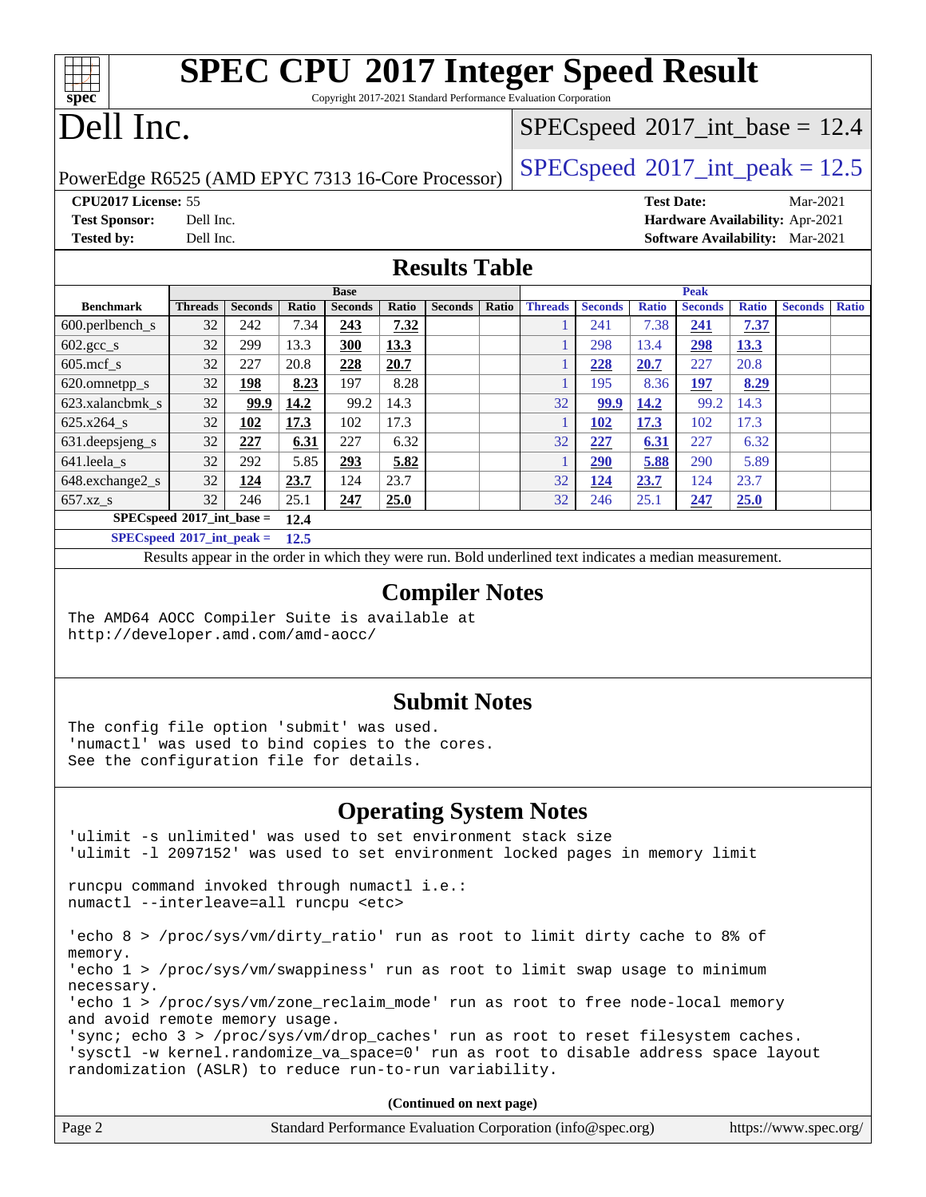# SPEC CPU 2017 Integer Speed Result

Copyright 2017-2021 Standard Performance Evaluation Corporation

# Dell Inc.

PowerEdge R6525 (AMD EPYC 7313 16-Core Processor)

SPECspeed 2017_int_base = 12.4

SPECspeed 2017_int_peak = 12.5

**CPU2017 License:** 55
**Test Sponsor:** Dell Inc.
**Tested by:** Dell Inc.
**Test Date:** Mar-2021
**Hardware Availability:** Apr-2021
**Software Availability:** Mar-2021

## Results Table

| Benchmark | Base | | | | | | | Peak | | | | | | |
|---|---|---|---|---|---|---|---|---|---|---|---|---|---|---|
| | Threads | Seconds | Ratio | Seconds | Ratio | Seconds | Ratio | Threads | Seconds | Ratio | Seconds | Ratio | Seconds | Ratio |
| 600.perlbench_s | 32 | 242 | 7.34 | **243** | **7.32** | | | 1 | 241 | 7.38 | **241** | **7.37** | | |
| 602.gcc_s | 32 | 299 | 13.3 | **300** | **13.3** | | | 1 | 298 | 13.4 | **298** | **13.3** | | |
| 605.mcf_s | 32 | 227 | 20.8 | **228** | **20.7** | | | 1 | **228** | **20.7** | 227 | 20.8 | | |
| 620.omnetpp_s | 32 | **198** | **8.23** | 197 | 8.28 | | | 1 | 195 | 8.36 | **197** | **8.29** | | |
| 623.xalancbmk_s | 32 | **99.9** | **14.2** | 99.2 | 14.3 | | | 32 | **99.9** | **14.2** | 99.2 | 14.3 | | |
| 625.x264_s | 32 | **102** | **17.3** | 102 | 17.3 | | | 1 | **102** | **17.3** | 102 | 17.3 | | |
| 631.deepsjeng_s | 32 | **227** | **6.31** | 227 | 6.32 | | | 32 | **227** | **6.31** | 227 | 6.32 | | |
| 641.leela_s | 32 | 292 | 5.85 | **293** | **5.82** | | | 1 | **290** | **5.88** | 290 | 5.89 | | |
| 648.exchange2_s | 32 | **124** | **23.7** | 124 | 23.7 | | | 32 | **124** | **23.7** | 124 | 23.7 | | |
| 657.xz_s | 32 | 246 | 25.1 | **247** | **25.0** | | | 32 | 246 | 25.1 | **247** | **25.0** | | |

**SPECspeed 2017_int_base = 12.4**

**SPECspeed 2017_int_peak = 12.5**

Results appear in the order in which they were run. Bold underlined text indicates a median measurement.

## Compiler Notes

```
The AMD64 AOCC Compiler Suite is available at
http://developer.amd.com/amd-aocc/
```

## Submit Notes

```
The config file option 'submit' was used.
'numactl' was used to bind copies to the cores.
See the configuration file for details.
```

## Operating System Notes

```
'ulimit -s unlimited' was used to set environment stack size
'ulimit -l 2097152' was used to set environment locked pages in memory limit

runcpu command invoked through numactl i.e.:
numactl --interleave=all runcpu <etc>

'echo 8 > /proc/sys/vm/dirty_ratio' run as root to limit dirty cache to 8% of
memory.
'echo 1 > /proc/sys/vm/swappiness' run as root to limit swap usage to minimum
necessary.
'echo 1 > /proc/sys/vm/zone_reclaim_mode' run as root to free node-local memory
and avoid remote memory usage.
'sync; echo 3 > /proc/sys/vm/drop_caches' run as root to reset filesystem caches.
'sysctl -w kernel.randomize_va_space=0' run as root to disable address space layout
randomization (ASLR) to reduce run-to-run variability.
```

**(Continued on next page)**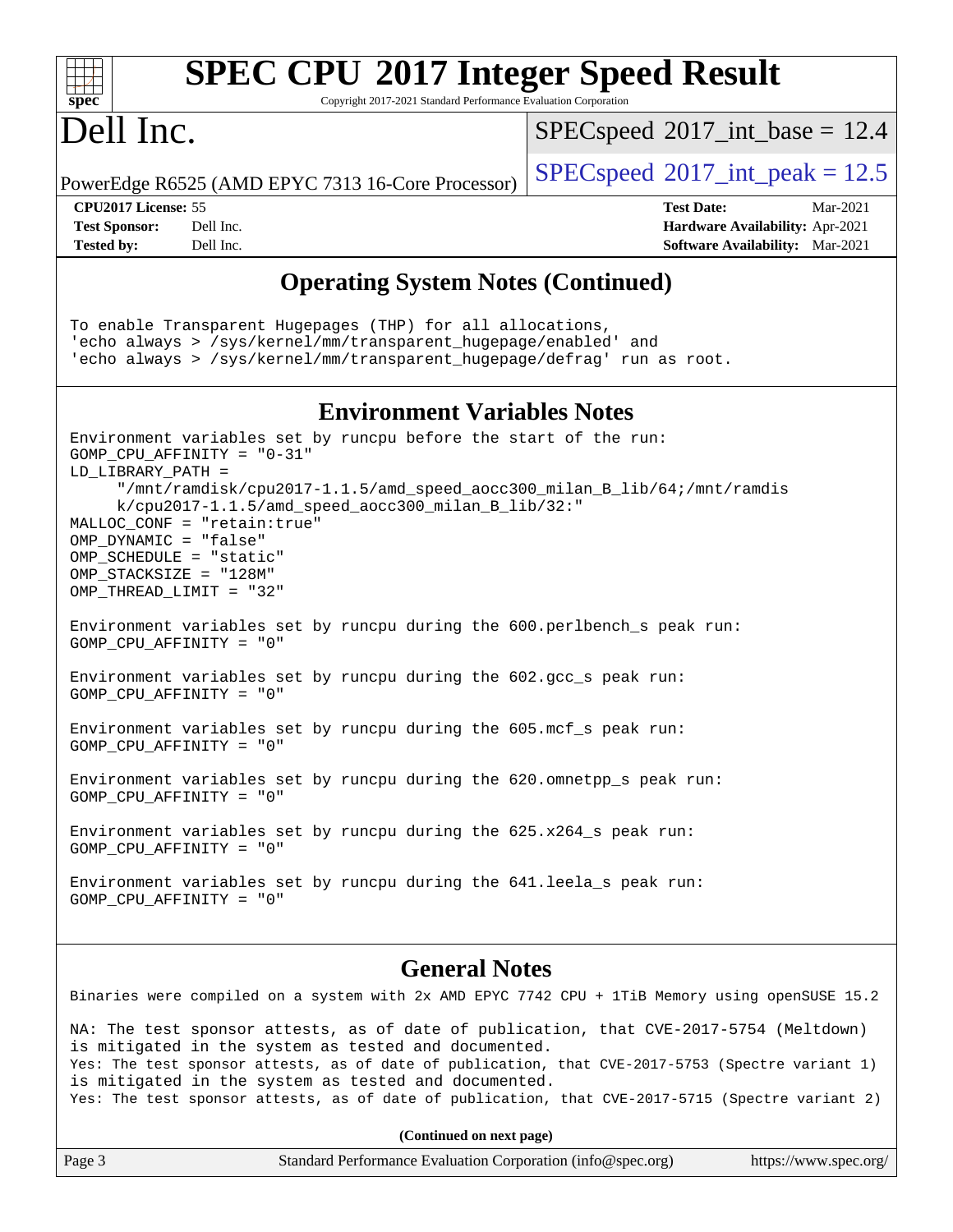# SPEC CPU 2017 Integer Speed Result

Copyright 2017-2021 Standard Performance Evaluation Corporation

# Dell Inc.

PowerEdge R6525 (AMD EPYC 7313 16-Core Processor)

SPECspeed 2017_int_base = 12.4

SPECspeed 2017_int_peak = 12.5

**CPU2017 License:** 55
**Test Sponsor:** Dell Inc.
**Tested by:** Dell Inc.

**Test Date:** Mar-2021
**Hardware Availability:** Apr-2021
**Software Availability:** Mar-2021

## Operating System Notes (Continued)

```
To enable Transparent Hugepages (THP) for all allocations,
'echo always > /sys/kernel/mm/transparent_hugepage/enabled' and
'echo always > /sys/kernel/mm/transparent_hugepage/defrag' run as root.
```

## Environment Variables Notes

```
Environment variables set by runcpu before the start of the run:
GOMP_CPU_AFFINITY = "0-31"
LD_LIBRARY_PATH =
     "/mnt/ramdisk/cpu2017-1.1.5/amd_speed_aocc300_milan_B_lib/64;/mnt/ramdis
     k/cpu2017-1.1.5/amd_speed_aocc300_milan_B_lib/32:"
MALLOC_CONF = "retain:true"
OMP_DYNAMIC = "false"
OMP_SCHEDULE = "static"
OMP_STACKSIZE = "128M"
OMP_THREAD_LIMIT = "32"

Environment variables set by runcpu during the 600.perlbench_s peak run:
GOMP_CPU_AFFINITY = "0"

Environment variables set by runcpu during the 602.gcc_s peak run:
GOMP_CPU_AFFINITY = "0"

Environment variables set by runcpu during the 605.mcf_s peak run:
GOMP_CPU_AFFINITY = "0"

Environment variables set by runcpu during the 620.omnetpp_s peak run:
GOMP_CPU_AFFINITY = "0"

Environment variables set by runcpu during the 625.x264_s peak run:
GOMP_CPU_AFFINITY = "0"

Environment variables set by runcpu during the 641.leela_s peak run:
GOMP_CPU_AFFINITY = "0"
```

## General Notes

```
Binaries were compiled on a system with 2x AMD EPYC 7742 CPU + 1TiB Memory using openSUSE 15.2

NA: The test sponsor attests, as of date of publication, that CVE-2017-5754 (Meltdown)
is mitigated in the system as tested and documented.
Yes: The test sponsor attests, as of date of publication, that CVE-2017-5753 (Spectre variant 1)
is mitigated in the system as tested and documented.
Yes: The test sponsor attests, as of date of publication, that CVE-2017-5715 (Spectre variant 2)
```

**(Continued on next page)**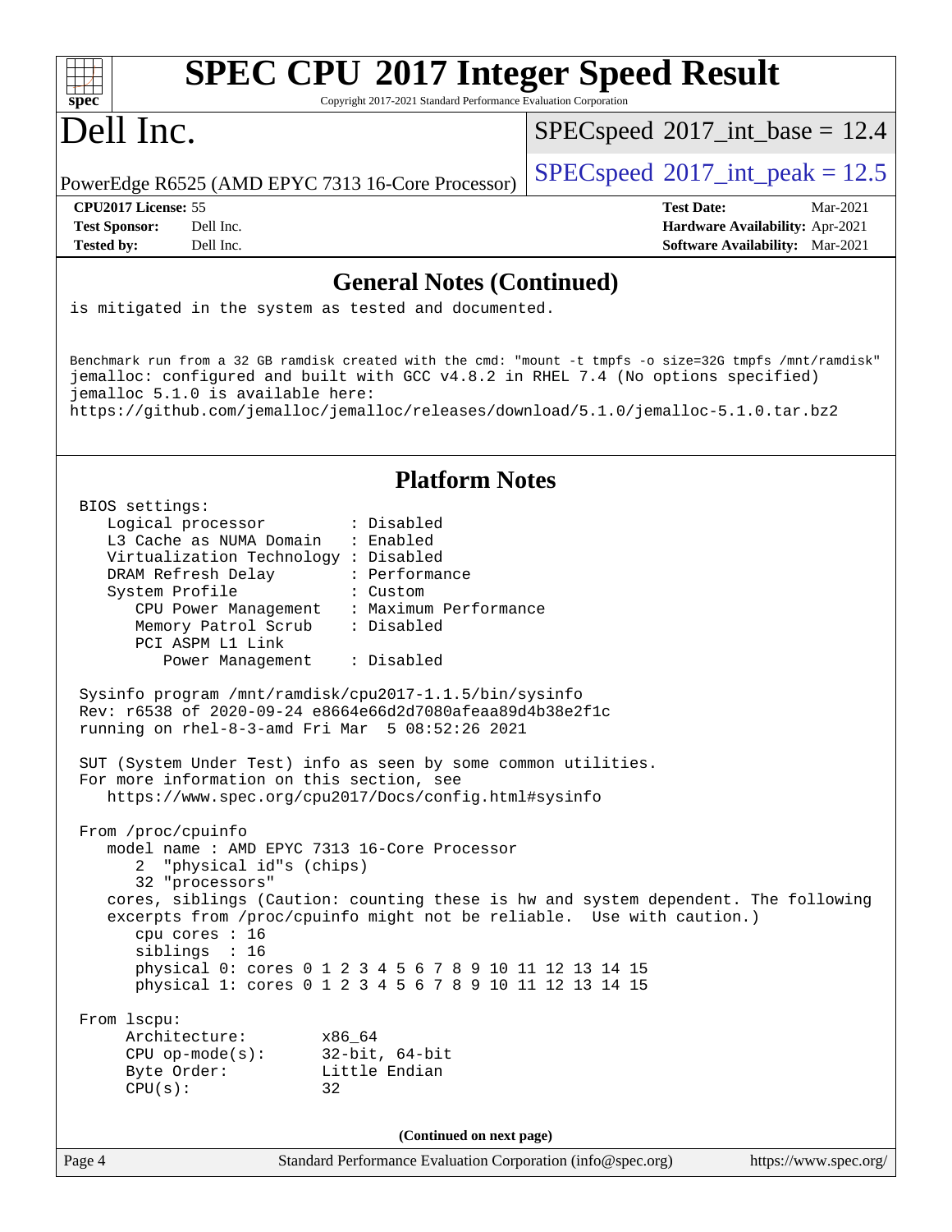## General Notes (Continued)

```
is mitigated in the system as tested and documented.


Benchmark run from a 32 GB ramdisk created with the cmd: "mount -t tmpfs -o size=32G tmpfs /mnt/ramdisk"
jemalloc: configured and built with GCC v4.8.2 in RHEL 7.4 (No options specified)
jemalloc 5.1.0 is available here:
https://github.com/jemalloc/jemalloc/releases/download/5.1.0/jemalloc-5.1.0.tar.bz2
```

## Platform Notes

```
 BIOS settings:
    Logical processor          : Disabled
    L3 Cache as NUMA Domain    : Enabled
    Virtualization Technology  : Disabled
    DRAM Refresh Delay         : Performance
    System Profile             : Custom
       CPU Power Management    : Maximum Performance
       Memory Patrol Scrub     : Disabled
       PCI ASPM L1 Link
          Power Management     : Disabled

 Sysinfo program /mnt/ramdisk/cpu2017-1.1.5/bin/sysinfo
 Rev: r6538 of 2020-09-24 e8664e66d2d7080afeaa89d4b38e2f1c
 running on rhel-8-3-amd Fri Mar  5 08:52:26 2021

 SUT (System Under Test) info as seen by some common utilities.
 For more information on this section, see
    https://www.spec.org/cpu2017/Docs/config.html#sysinfo

 From /proc/cpuinfo
    model name : AMD EPYC 7313 16-Core Processor
       2  "physical id"s (chips)
       32 "processors"
    cores, siblings (Caution: counting these is hw and system dependent. The following
    excerpts from /proc/cpuinfo might not be reliable.  Use with caution.)
       cpu cores : 16
       siblings  : 16
       physical 0: cores 0 1 2 3 4 5 6 7 8 9 10 11 12 13 14 15
       physical 1: cores 0 1 2 3 4 5 6 7 8 9 10 11 12 13 14 15

 From lscpu:
      Architecture:          x86_64
      CPU op-mode(s):        32-bit, 64-bit
      Byte Order:            Little Endian
      CPU(s):                32
```

(Continued on next page)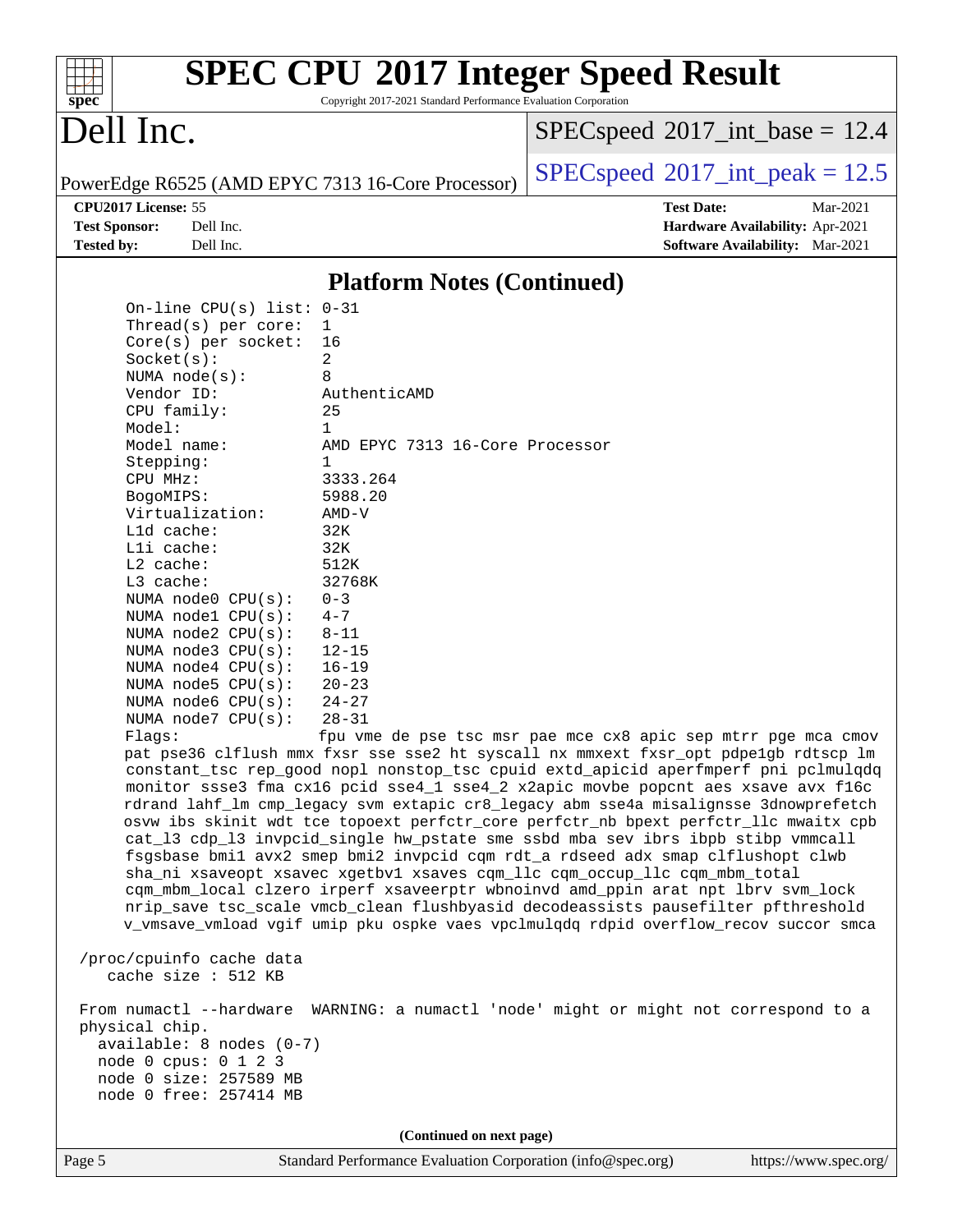## Platform Notes (Continued)

```
    On-line CPU(s) list: 0-31
    Thread(s) per core:  1
    Core(s) per socket:  16
    Socket(s):           2
    NUMA node(s):        8
    Vendor ID:           AuthenticAMD
    CPU family:          25
    Model:               1
    Model name:          AMD EPYC 7313 16-Core Processor
    Stepping:            1
    CPU MHz:             3333.264
    BogoMIPS:            5988.20
    Virtualization:      AMD-V
    L1d cache:           32K
    L1i cache:           32K
    L2 cache:            512K
    L3 cache:            32768K
    NUMA node0 CPU(s):   0-3
    NUMA node1 CPU(s):   4-7
    NUMA node2 CPU(s):   8-11
    NUMA node3 CPU(s):   12-15
    NUMA node4 CPU(s):   16-19
    NUMA node5 CPU(s):   20-23
    NUMA node6 CPU(s):   24-27
    NUMA node7 CPU(s):   28-31
    Flags:               fpu vme de pse tsc msr pae mce cx8 apic sep mtrr pge mca cmov
    pat pse36 clflush mmx fxsr sse sse2 ht syscall nx mmxext fxsr_opt pdpe1gb rdtscp lm
    constant_tsc rep_good nopl nonstop_tsc cpuid extd_apicid aperfmperf pni pclmulqdq
    monitor ssse3 fma cx16 pcid sse4_1 sse4_2 x2apic movbe popcnt aes xsave avx f16c
    rdrand lahf_lm cmp_legacy svm extapic cr8_legacy abm sse4a misalignsse 3dnowprefetch
    osvw ibs skinit wdt tce topoext perfctr_core perfctr_nb bpext perfctr_llc mwaitx cpb
    cat_l3 cdp_l3 invpcid_single hw_pstate sme ssbd mba sev ibrs ibpb stibp vmmcall
    fsgsbase bmi1 avx2 smep bmi2 invpcid cqm rdt_a rdseed adx smap clflushopt clwb
    sha_ni xsaveopt xsavec xgetbv1 xsaves cqm_llc cqm_occup_llc cqm_mbm_total
    cqm_mbm_local clzero irperf xsaveerptr wbnoinvd amd_ppin arat npt lbrv svm_lock
    nrip_save tsc_scale vmcb_clean flushbyasid decodeassists pausefilter pfthreshold
    v_vmsave_vmload vgif umip pku ospke vaes vpclmulqdq rdpid overflow_recov succor smca

 /proc/cpuinfo cache data
    cache size : 512 KB

 From numactl --hardware  WARNING: a numactl 'node' might or might not correspond to a
 physical chip.
   available: 8 nodes (0-7)
   node 0 cpus: 0 1 2 3
   node 0 size: 257589 MB
   node 0 free: 257414 MB
```

(Continued on next page)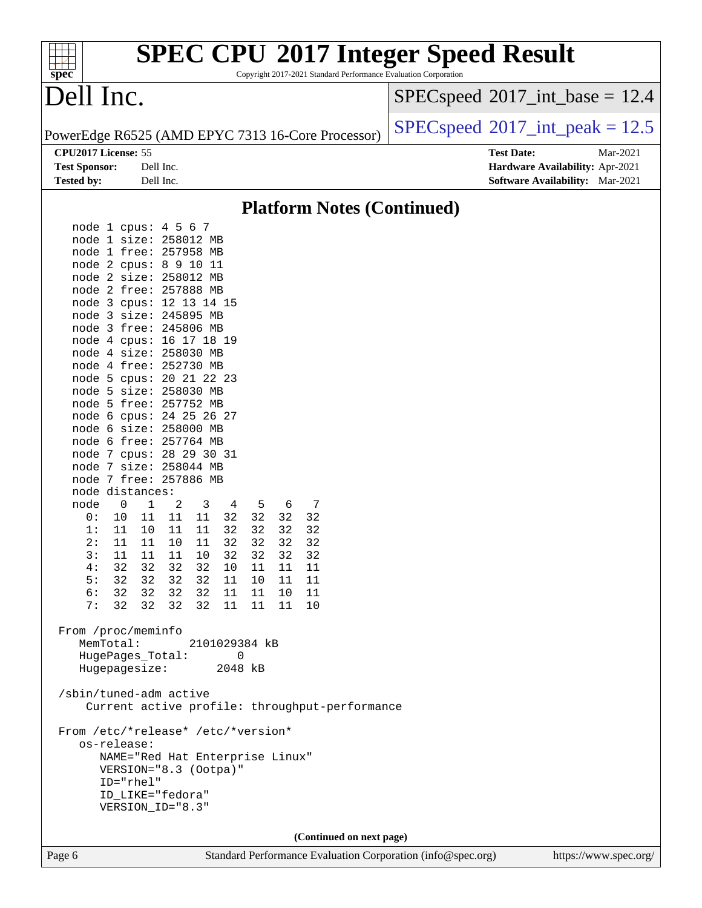## Platform Notes (Continued)

```
   node 1 cpus: 4 5 6 7
   node 1 size: 258012 MB
   node 1 free: 257958 MB
   node 2 cpus: 8 9 10 11
   node 2 size: 258012 MB
   node 2 free: 257888 MB
   node 3 cpus: 12 13 14 15
   node 3 size: 245895 MB
   node 3 free: 245806 MB
   node 4 cpus: 16 17 18 19
   node 4 size: 258030 MB
   node 4 free: 252730 MB
   node 5 cpus: 20 21 22 23
   node 5 size: 258030 MB
   node 5 free: 257752 MB
   node 6 cpus: 24 25 26 27
   node 6 size: 258000 MB
   node 6 free: 257764 MB
   node 7 cpus: 28 29 30 31
   node 7 size: 258044 MB
   node 7 free: 257886 MB
   node distances:
   node   0   1   2   3   4   5   6   7
     0:  10  11  11  11  32  32  32  32
     1:  11  10  11  11  32  32  32  32
     2:  11  11  10  11  32  32  32  32
     3:  11  11  11  10  32  32  32  32
     4:  32  32  32  32  10  11  11  11
     5:  32  32  32  32  11  10  11  11
     6:  32  32  32  32  11  11  10  11
     7:  32  32  32  32  11  11  11  10

 From /proc/meminfo
    MemTotal:       2101029384 kB
    HugePages_Total:       0
    Hugepagesize:       2048 kB

 /sbin/tuned-adm active
     Current active profile: throughput-performance

 From /etc/*release* /etc/*version*
    os-release:
       NAME="Red Hat Enterprise Linux"
       VERSION="8.3 (Ootpa)"
       ID="rhel"
       ID_LIKE="fedora"
       VERSION_ID="8.3"
```

(Continued on next page)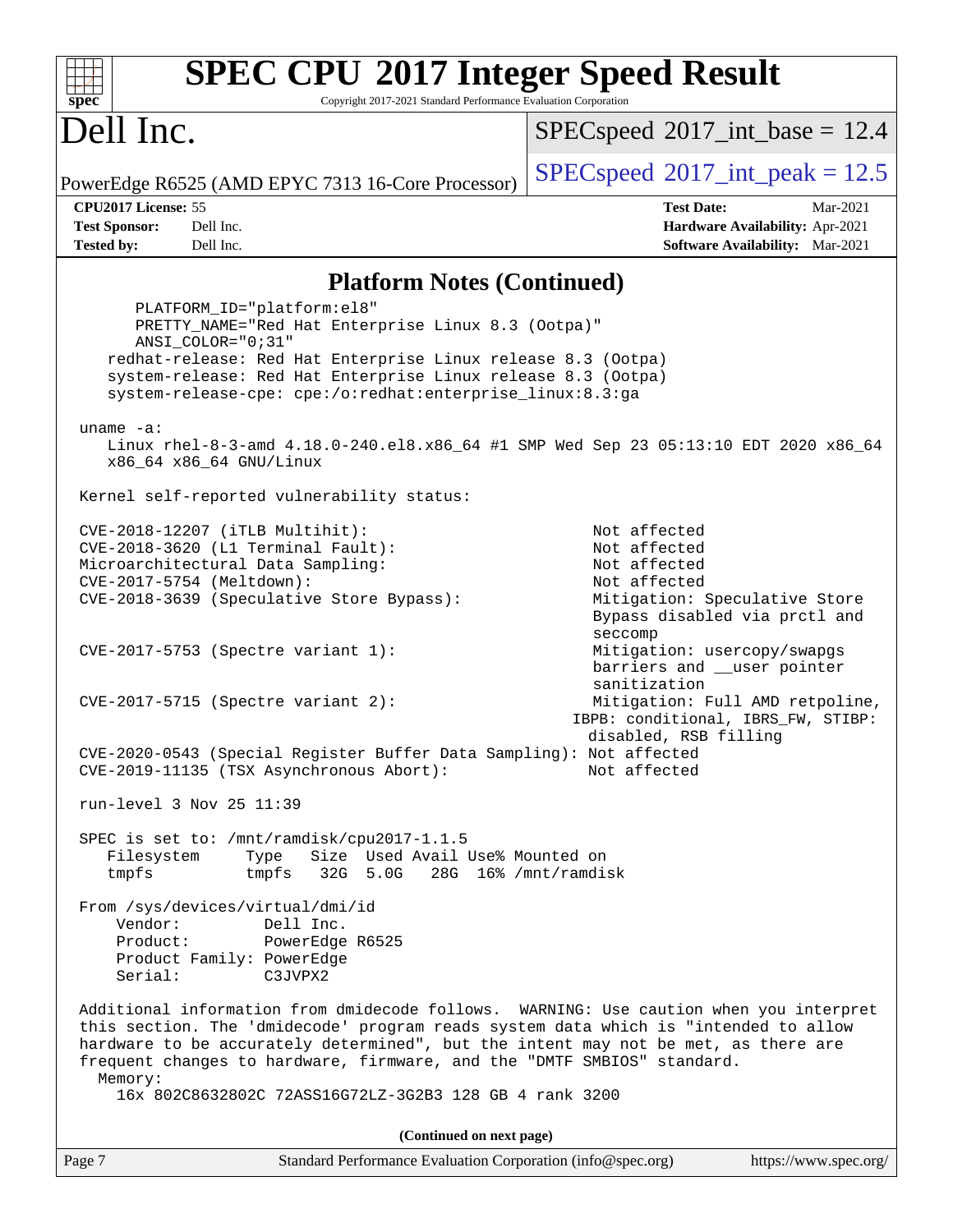# SPEC CPU 2017 Integer Speed Result

Copyright 2017-2021 Standard Performance Evaluation Corporation

**Dell Inc.**

PowerEdge R6525 (AMD EPYC 7313 16-Core Processor)

SPECspeed 2017_int_base = 12.4

SPECspeed 2017_int_peak = 12.5

| | | | |
|---|---|---|---|
| **CPU2017 License:** | 55 | **Test Date:** | Mar-2021 |
| **Test Sponsor:** | Dell Inc. | **Hardware Availability:** | Apr-2021 |
| **Tested by:** | Dell Inc. | **Software Availability:** | Mar-2021 |

## Platform Notes (Continued)

```
        PLATFORM_ID="platform:el8"
        PRETTY_NAME="Red Hat Enterprise Linux 8.3 (Ootpa)"
        ANSI_COLOR="0;31"
     redhat-release: Red Hat Enterprise Linux release 8.3 (Ootpa)
     system-release: Red Hat Enterprise Linux release 8.3 (Ootpa)
     system-release-cpe: cpe:/o:redhat:enterprise_linux:8.3:ga

 uname -a:
    Linux rhel-8-3-amd 4.18.0-240.el8.x86_64 #1 SMP Wed Sep 23 05:13:10 EDT 2020 x86_64
    x86_64 x86_64 GNU/Linux

 Kernel self-reported vulnerability status:

 CVE-2018-12207 (iTLB Multihit):                          Not affected
 CVE-2018-3620 (L1 Terminal Fault):                       Not affected
 Microarchitectural Data Sampling:                        Not affected
 CVE-2017-5754 (Meltdown):                                Not affected
 CVE-2018-3639 (Speculative Store Bypass):                Mitigation: Speculative Store
                                                          Bypass disabled via prctl and
                                                          seccomp
 CVE-2017-5753 (Spectre variant 1):                       Mitigation: usercopy/swapgs
                                                          barriers and __user pointer
                                                          sanitization
 CVE-2017-5715 (Spectre variant 2):                       Mitigation: Full AMD retpoline,
                                                         IBPB: conditional, IBRS_FW, STIBP:
                                                          disabled, RSB filling
 CVE-2020-0543 (Special Register Buffer Data Sampling): Not affected
 CVE-2019-11135 (TSX Asynchronous Abort):                 Not affected

 run-level 3 Nov 25 11:39

 SPEC is set to: /mnt/ramdisk/cpu2017-1.1.5
    Filesystem     Type   Size  Used Avail Use% Mounted on
    tmpfs          tmpfs   32G  5.0G   28G  16% /mnt/ramdisk

 From /sys/devices/virtual/dmi/id
     Vendor:         Dell Inc.
     Product:        PowerEdge R6525
     Product Family: PowerEdge
     Serial:         C3JVPX2

 Additional information from dmidecode follows.  WARNING: Use caution when you interpret
 this section. The 'dmidecode' program reads system data which is "intended to allow
 hardware to be accurately determined", but the intent may not be met, as there are
 frequent changes to hardware, firmware, and the "DMTF SMBIOS" standard.
   Memory:
     16x 802C8632802C 72ASS16G72LZ-3G2B3 128 GB 4 rank 3200
```

(Continued on next page)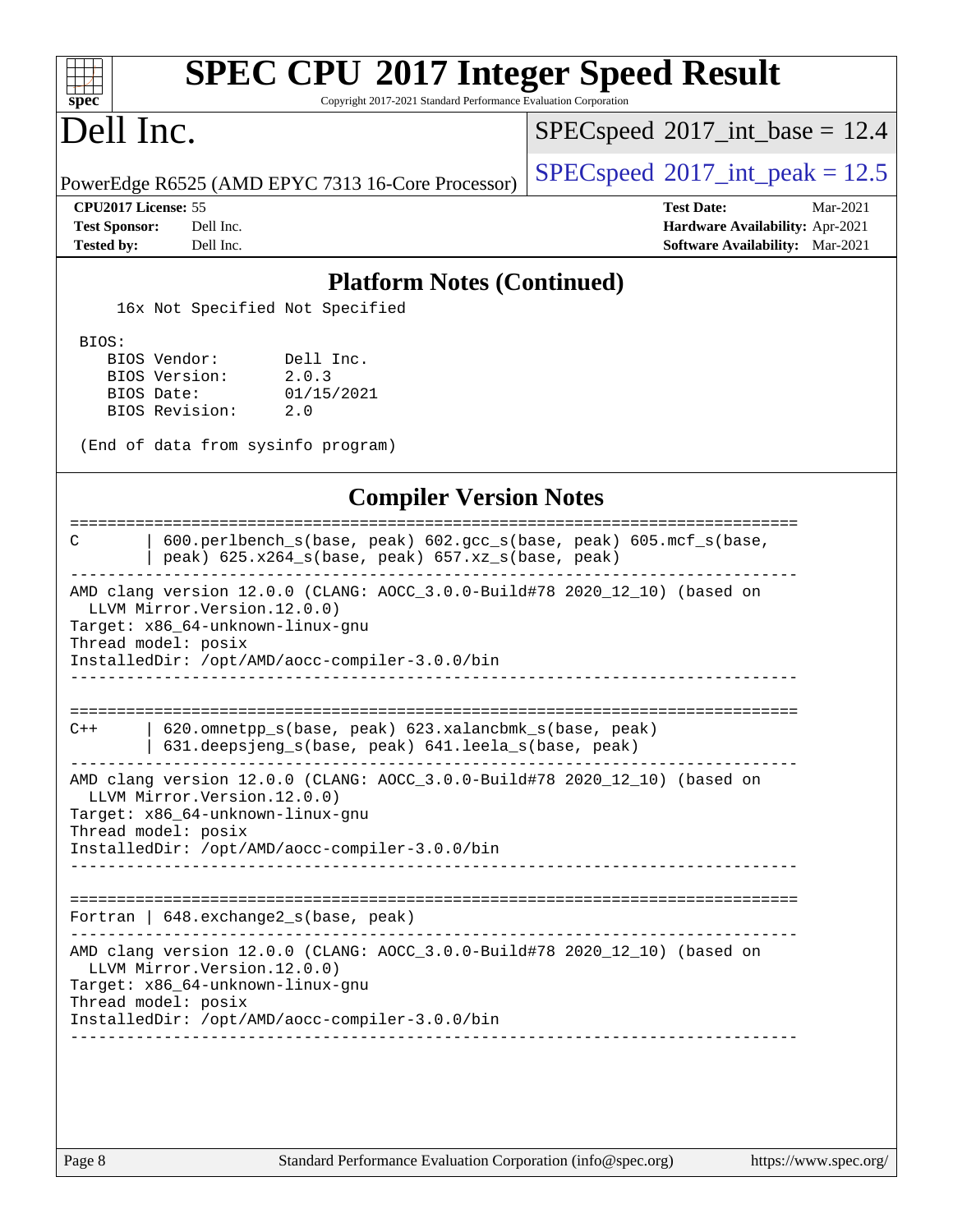# SPEC CPU 2017 Integer Speed Result

Copyright 2017-2021 Standard Performance Evaluation Corporation

# Dell Inc.

PowerEdge R6525 (AMD EPYC 7313 16-Core Processor)

SPECspeed 2017_int_base = 12.4

SPECspeed 2017_int_peak = 12.5

**CPU2017 License:** 55
**Test Sponsor:** Dell Inc.
**Tested by:** Dell Inc.

**Test Date:** Mar-2021
**Hardware Availability:** Apr-2021
**Software Availability:** Mar-2021

## Platform Notes (Continued)

```
     16x Not Specified Not Specified

 BIOS:
    BIOS Vendor:       Dell Inc.
    BIOS Version:      2.0.3
    BIOS Date:         01/15/2021
    BIOS Revision:     2.0

 (End of data from sysinfo program)
```

## Compiler Version Notes

```
==============================================================================
C       | 600.perlbench_s(base, peak) 602.gcc_s(base, peak) 605.mcf_s(base,
        | peak) 625.x264_s(base, peak) 657.xz_s(base, peak)
------------------------------------------------------------------------------
AMD clang version 12.0.0 (CLANG: AOCC_3.0.0-Build#78 2020_12_10) (based on
  LLVM Mirror.Version.12.0.0)
Target: x86_64-unknown-linux-gnu
Thread model: posix
InstalledDir: /opt/AMD/aocc-compiler-3.0.0/bin
------------------------------------------------------------------------------

==============================================================================
C++     | 620.omnetpp_s(base, peak) 623.xalancbmk_s(base, peak)
        | 631.deepsjeng_s(base, peak) 641.leela_s(base, peak)
------------------------------------------------------------------------------
AMD clang version 12.0.0 (CLANG: AOCC_3.0.0-Build#78 2020_12_10) (based on
  LLVM Mirror.Version.12.0.0)
Target: x86_64-unknown-linux-gnu
Thread model: posix
InstalledDir: /opt/AMD/aocc-compiler-3.0.0/bin
------------------------------------------------------------------------------

==============================================================================
Fortran | 648.exchange2_s(base, peak)
------------------------------------------------------------------------------
AMD clang version 12.0.0 (CLANG: AOCC_3.0.0-Build#78 2020_12_10) (based on
  LLVM Mirror.Version.12.0.0)
Target: x86_64-unknown-linux-gnu
Thread model: posix
InstalledDir: /opt/AMD/aocc-compiler-3.0.0/bin
------------------------------------------------------------------------------
```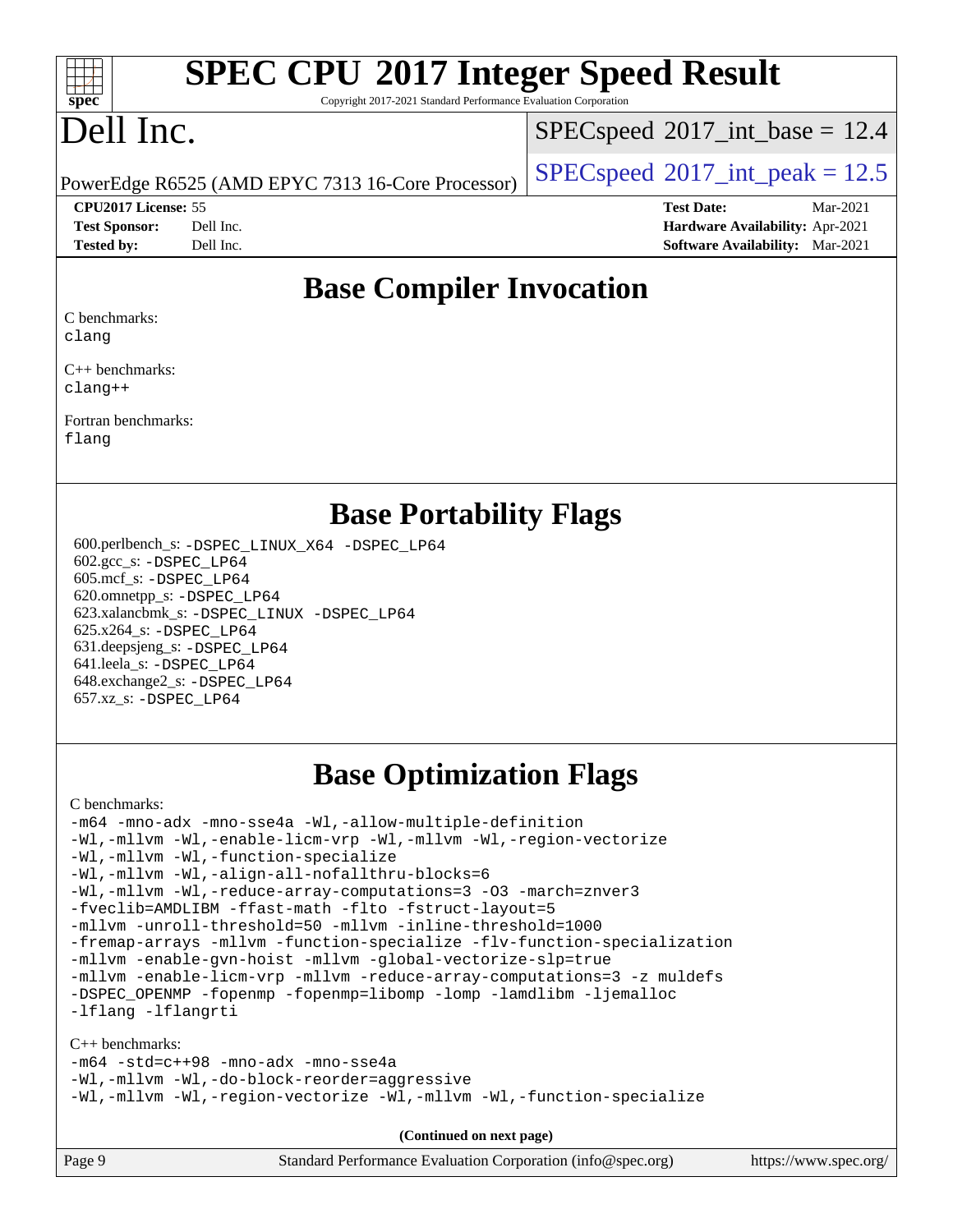# SPEC CPU 2017 Integer Speed Result

Copyright 2017-2021 Standard Performance Evaluation Corporation

# Dell Inc.

PowerEdge R6525 (AMD EPYC 7313 16-Core Processor)

SPECspeed 2017_int_base = 12.4

SPECspeed 2017_int_peak = 12.5

**CPU2017 License:** 55
**Test Sponsor:** Dell Inc.
**Tested by:** Dell Inc.

**Test Date:** Mar-2021
**Hardware Availability:** Apr-2021
**Software Availability:** Mar-2021

## Base Compiler Invocation

C benchmarks:
clang

C++ benchmarks:
clang++

Fortran benchmarks:
flang

## Base Portability Flags

600.perlbench_s: -DSPEC_LINUX_X64 -DSPEC_LP64
602.gcc_s: -DSPEC_LP64
605.mcf_s: -DSPEC_LP64
620.omnetpp_s: -DSPEC_LP64
623.xalancbmk_s: -DSPEC_LINUX -DSPEC_LP64
625.x264_s: -DSPEC_LP64
631.deepsjeng_s: -DSPEC_LP64
641.leela_s: -DSPEC_LP64
648.exchange2_s: -DSPEC_LP64
657.xz_s: -DSPEC_LP64

## Base Optimization Flags

C benchmarks:

```
-m64 -mno-adx -mno-sse4a -Wl,-allow-multiple-definition
-Wl,-mllvm -Wl,-enable-licm-vrp -Wl,-mllvm -Wl,-region-vectorize
-Wl,-mllvm -Wl,-function-specialize
-Wl,-mllvm -Wl,-align-all-nofallthru-blocks=6
-Wl,-mllvm -Wl,-reduce-array-computations=3 -O3 -march=znver3
-fveclib=AMDLIBM -ffast-math -flto -fstruct-layout=5
-mllvm -unroll-threshold=50 -mllvm -inline-threshold=1000
-fremap-arrays -mllvm -function-specialize -flv-function-specialization
-mllvm -enable-gvn-hoist -mllvm -global-vectorize-slp=true
-mllvm -enable-licm-vrp -mllvm -reduce-array-computations=3 -z muldefs
-DSPEC_OPENMP -fopenmp -fopenmp=libomp -lomp -lamdlibm -ljemalloc
-lflang -lflangrti
```

C++ benchmarks:

```
-m64 -std=c++98 -mno-adx -mno-sse4a
-Wl,-mllvm -Wl,-do-block-reorder=aggressive
-Wl,-mllvm -Wl,-region-vectorize -Wl,-mllvm -Wl,-function-specialize
```

(Continued on next page)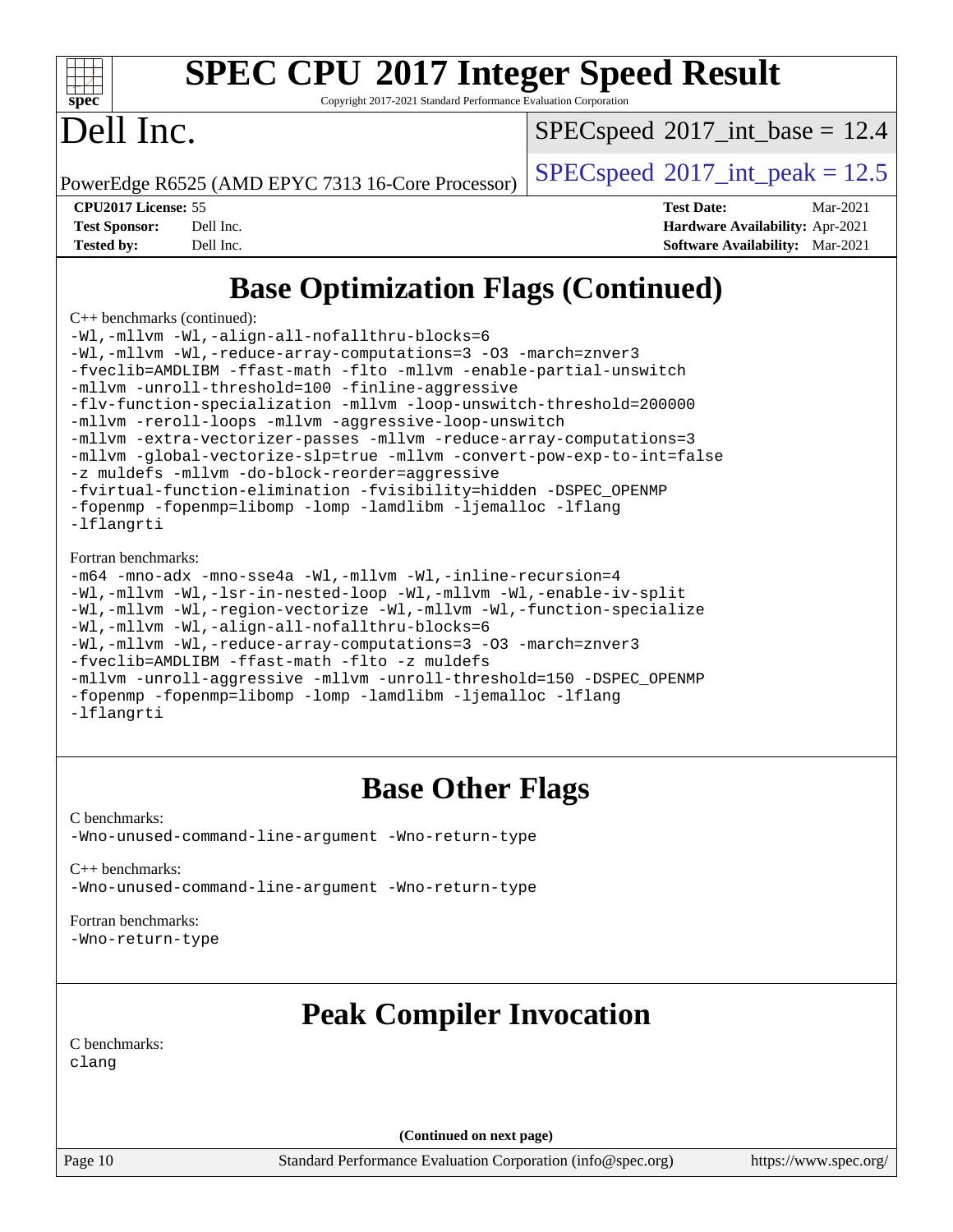# SPEC CPU 2017 Integer Speed Result

Copyright 2017-2021 Standard Performance Evaluation Corporation

# Dell Inc.

PowerEdge R6525 (AMD EPYC 7313 16-Core Processor)

SPECspeed 2017_int_base = 12.4

SPECspeed 2017_int_peak = 12.5

**CPU2017 License:** 55
**Test Sponsor:** Dell Inc.
**Tested by:** Dell Inc.

**Test Date:** Mar-2021
**Hardware Availability:** Apr-2021
**Software Availability:** Mar-2021

## Base Optimization Flags (Continued)

C++ benchmarks (continued):

```
-Wl,-mllvm -Wl,-align-all-nofallthru-blocks=6
-Wl,-mllvm -Wl,-reduce-array-computations=3 -O3 -march=znver3
-fveclib=AMDLIBM -ffast-math -flto -mllvm -enable-partial-unswitch
-mllvm -unroll-threshold=100 -finline-aggressive
-flv-function-specialization -mllvm -loop-unswitch-threshold=200000
-mllvm -reroll-loops -mllvm -aggressive-loop-unswitch
-mllvm -extra-vectorizer-passes -mllvm -reduce-array-computations=3
-mllvm -global-vectorize-slp=true -mllvm -convert-pow-exp-to-int=false
-z muldefs -mllvm -do-block-reorder=aggressive
-fvirtual-function-elimination -fvisibility=hidden -DSPEC_OPENMP
-fopenmp -fopenmp=libomp -lomp -lamdlibm -ljemalloc -lflang
-lflangrti
```

Fortran benchmarks:

```
-m64 -mno-adx -mno-sse4a -Wl,-mllvm -Wl,-inline-recursion=4
-Wl,-mllvm -Wl,-lsr-in-nested-loop -Wl,-mllvm -Wl,-enable-iv-split
-Wl,-mllvm -Wl,-region-vectorize -Wl,-mllvm -Wl,-function-specialize
-Wl,-mllvm -Wl,-align-all-nofallthru-blocks=6
-Wl,-mllvm -Wl,-reduce-array-computations=3 -O3 -march=znver3
-fveclib=AMDLIBM -ffast-math -flto -z muldefs
-mllvm -unroll-aggressive -mllvm -unroll-threshold=150 -DSPEC_OPENMP
-fopenmp -fopenmp=libomp -lomp -lamdlibm -ljemalloc -lflang
-lflangrti
```

## Base Other Flags

C benchmarks:

```
-Wno-unused-command-line-argument -Wno-return-type
```

C++ benchmarks:

```
-Wno-unused-command-line-argument -Wno-return-type
```

Fortran benchmarks:

```
-Wno-return-type
```

## Peak Compiler Invocation

C benchmarks:

```
clang
```

**(Continued on next page)**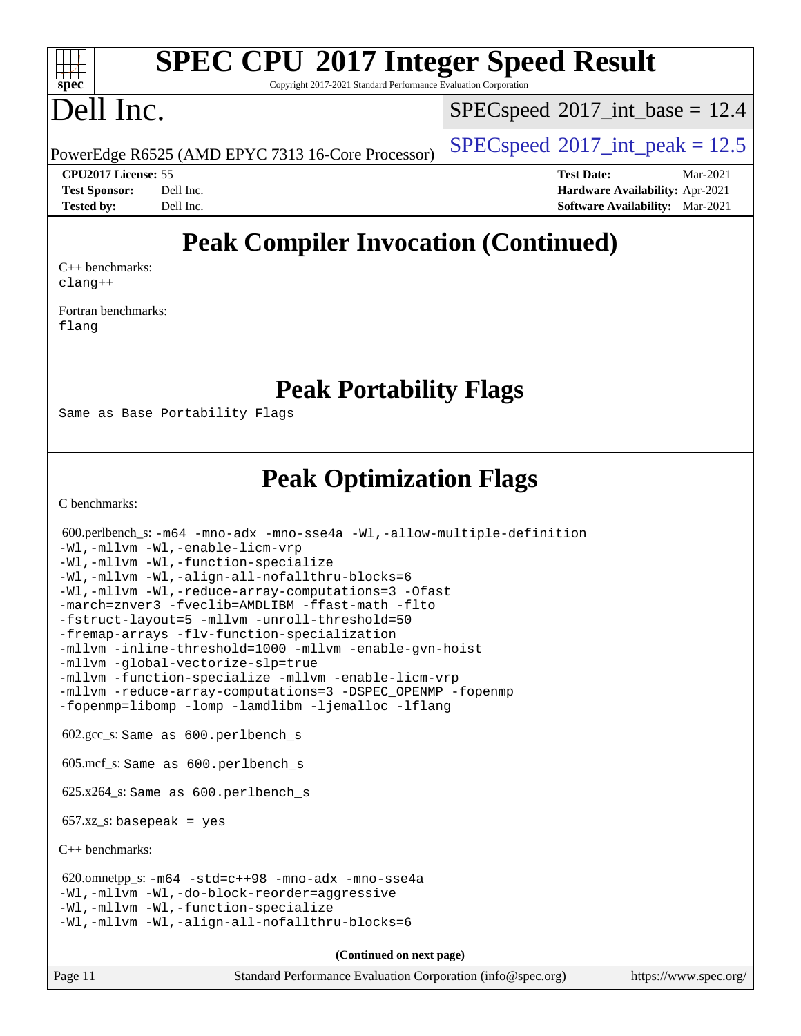# Peak Compiler Invocation (Continued)

C++ benchmarks:
clang++

Fortran benchmarks:
flang

# Peak Portability Flags

Same as Base Portability Flags

# Peak Optimization Flags

C benchmarks:

600.perlbench_s: -m64 -mno-adx -mno-sse4a -Wl,-allow-multiple-definition -Wl,-mllvm -Wl,-enable-licm-vrp -Wl,-mllvm -Wl,-function-specialize -Wl,-mllvm -Wl,-align-all-nofallthru-blocks=6 -Wl,-mllvm -Wl,-reduce-array-computations=3 -Ofast -march=znver3 -fveclib=AMDLIBM -ffast-math -flto -fstruct-layout=5 -mllvm -unroll-threshold=50 -fremap-arrays -flv-function-specialization -mllvm -inline-threshold=1000 -mllvm -enable-gvn-hoist -mllvm -global-vectorize-slp=true -mllvm -function-specialize -mllvm -enable-licm-vrp -mllvm -reduce-array-computations=3 -DSPEC_OPENMP -fopenmp -fopenmp=libomp -lomp -lamdlibm -ljemalloc -lflang

602.gcc_s: Same as 600.perlbench_s

605.mcf_s: Same as 600.perlbench_s

625.x264_s: Same as 600.perlbench_s

657.xz_s: basepeak = yes

C++ benchmarks:

620.omnetpp_s: -m64 -std=c++98 -mno-adx -mno-sse4a -Wl,-mllvm -Wl,-do-block-reorder=aggressive -Wl,-mllvm -Wl,-function-specialize -Wl,-mllvm -Wl,-align-all-nofallthru-blocks=6

**(Continued on next page)**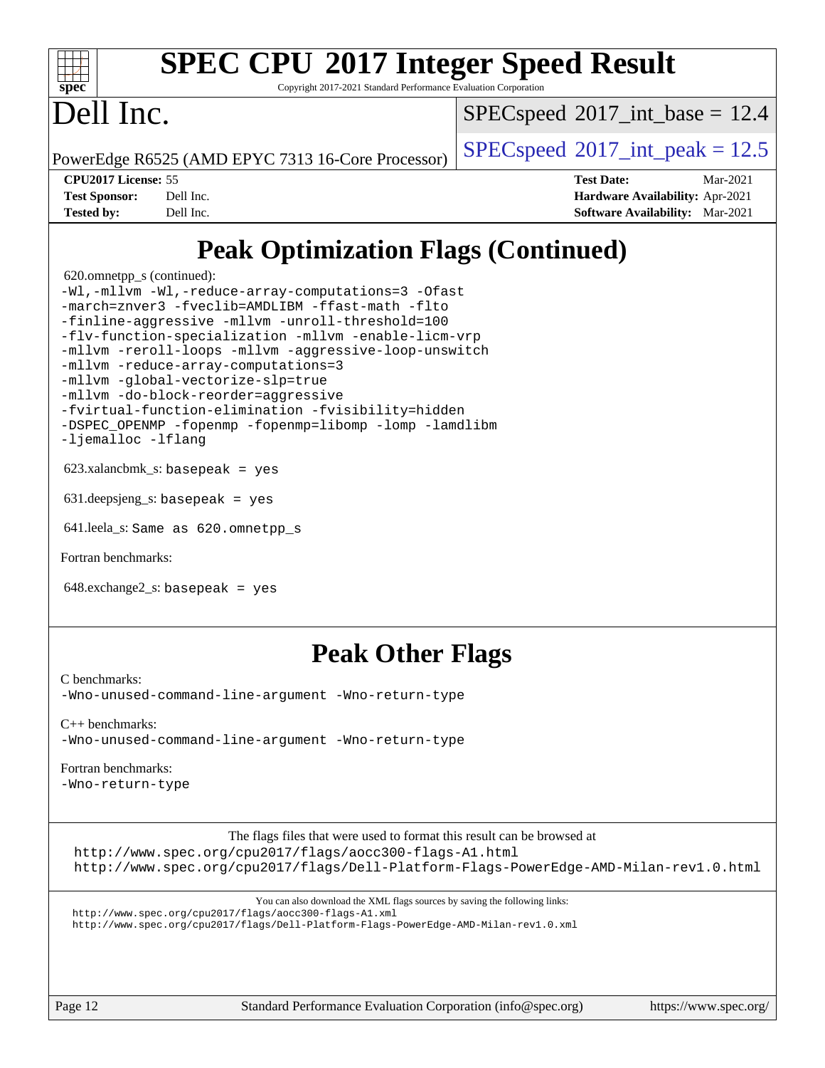# SPEC CPU 2017 Integer Speed Result

Copyright 2017-2021 Standard Performance Evaluation Corporation

# Dell Inc.

PowerEdge R6525 (AMD EPYC 7313 16-Core Processor)

SPECspeed 2017_int_base = 12.4

SPECspeed 2017_int_peak = 12.5

| | | | |
|---|---|---|---|
| **CPU2017 License:** | 55 | **Test Date:** | Mar-2021 |
| **Test Sponsor:** | Dell Inc. | **Hardware Availability:** | Apr-2021 |
| **Tested by:** | Dell Inc. | **Software Availability:** | Mar-2021 |

## Peak Optimization Flags (Continued)

620.omnetpp_s (continued):
```
-Wl,-mllvm -Wl,-reduce-array-computations=3 -Ofast
-march=znver3 -fveclib=AMDLIBM -ffast-math -flto
-finline-aggressive -mllvm -unroll-threshold=100
-flv-function-specialization -mllvm -enable-licm-vrp
-mllvm -reroll-loops -mllvm -aggressive-loop-unswitch
-mllvm -reduce-array-computations=3
-mllvm -global-vectorize-slp=true
-mllvm -do-block-reorder=aggressive
-fvirtual-function-elimination -fvisibility=hidden
-DSPEC_OPENMP -fopenmp -fopenmp=libomp -lomp -lamdlibm
-ljemalloc -lflang
```

623.xalancbmk_s: `basepeak = yes`

631.deepsjeng_s: `basepeak = yes`

641.leela_s: `Same as 620.omnetpp_s`

Fortran benchmarks:

648.exchange2_s: `basepeak = yes`

## Peak Other Flags

C benchmarks:
`-Wno-unused-command-line-argument -Wno-return-type`

C++ benchmarks:
`-Wno-unused-command-line-argument -Wno-return-type`

Fortran benchmarks:
`-Wno-return-type`

The flags files that were used to format this result can be browsed at
http://www.spec.org/cpu2017/flags/aocc300-flags-A1.html
http://www.spec.org/cpu2017/flags/Dell-Platform-Flags-PowerEdge-AMD-Milan-rev1.0.html

You can also download the XML flags sources by saving the following links:
http://www.spec.org/cpu2017/flags/aocc300-flags-A1.xml
http://www.spec.org/cpu2017/flags/Dell-Platform-Flags-PowerEdge-AMD-Milan-rev1.0.xml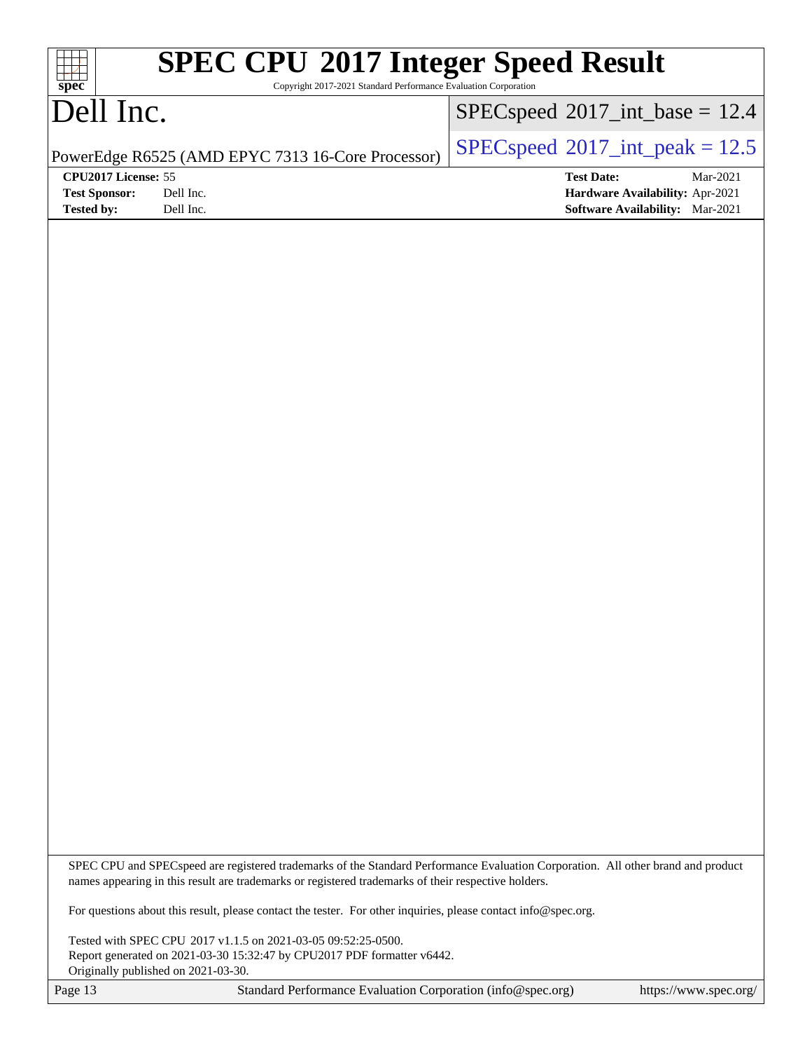SPEC CPU and SPECspeed are registered trademarks of the Standard Performance Evaluation Corporation. All other brand and product names appearing in this result are trademarks or registered trademarks of their respective holders.

For questions about this result, please contact the tester. For other inquiries, please contact info@spec.org.

Tested with SPEC CPU 2017 v1.1.5 on 2021-03-05 09:52:25-0500.
Report generated on 2021-03-30 15:32:47 by CPU2017 PDF formatter v6442.
Originally published on 2021-03-30.